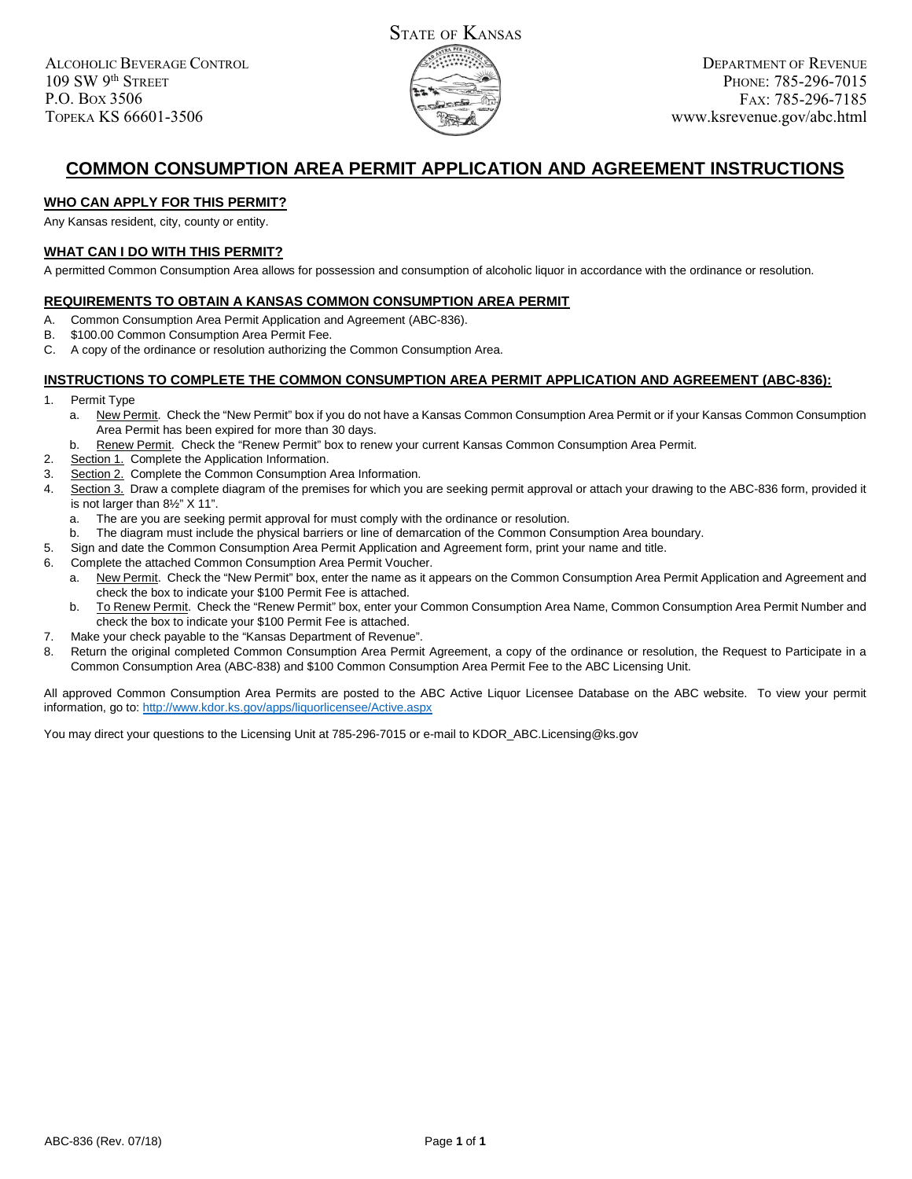STATE OF KANSAS

ALCOHOLIC BEVERAGE CONTROL
109 SW 9th STREET
P.O. BOX 3506
TOPEKA KS 66601-3506

DEPARTMENT OF REVENUE
PHONE: 785-296-7015
FAX: 785-296-7185
www.ksrevenue.gov/abc.html

# COMMON CONSUMPTION AREA PERMIT APPLICATION AND AGREEMENT INSTRUCTIONS

## WHO CAN APPLY FOR THIS PERMIT?

Any Kansas resident, city, county or entity.

## WHAT CAN I DO WITH THIS PERMIT?

A permitted Common Consumption Area allows for possession and consumption of alcoholic liquor in accordance with the ordinance or resolution.

## REQUIREMENTS TO OBTAIN A KANSAS COMMON CONSUMPTION AREA PERMIT

A. Common Consumption Area Permit Application and Agreement (ABC-836).
B. $100.00 Common Consumption Area Permit Fee.
C. A copy of the ordinance or resolution authorizing the Common Consumption Area.

## INSTRUCTIONS TO COMPLETE THE COMMON CONSUMPTION AREA PERMIT APPLICATION AND AGREEMENT (ABC-836):

1. Permit Type
   a. New Permit. Check the "New Permit" box if you do not have a Kansas Common Consumption Area Permit or if your Kansas Common Consumption Area Permit has been expired for more than 30 days.
   b. Renew Permit. Check the "Renew Permit" box to renew your current Kansas Common Consumption Area Permit.
2. Section 1. Complete the Application Information.
3. Section 2. Complete the Common Consumption Area Information.
4. Section 3. Draw a complete diagram of the premises for which you are seeking permit approval or attach your drawing to the ABC-836 form, provided it is not larger than 8½" X 11".
   a. The are you are seeking permit approval for must comply with the ordinance or resolution.
   b. The diagram must include the physical barriers or line of demarcation of the Common Consumption Area boundary.
5. Sign and date the Common Consumption Area Permit Application and Agreement form, print your name and title.
6. Complete the attached Common Consumption Area Permit Voucher.
   a. New Permit. Check the "New Permit" box, enter the name as it appears on the Common Consumption Area Permit Application and Agreement and check the box to indicate your $100 Permit Fee is attached.
   b. To Renew Permit. Check the "Renew Permit" box, enter your Common Consumption Area Name, Common Consumption Area Permit Number and check the box to indicate your $100 Permit Fee is attached.
7. Make your check payable to the "Kansas Department of Revenue".
8. Return the original completed Common Consumption Area Permit Agreement, a copy of the ordinance or resolution, the Request to Participate in a Common Consumption Area (ABC-838) and $100 Common Consumption Area Permit Fee to the ABC Licensing Unit.

All approved Common Consumption Area Permits are posted to the ABC Active Liquor Licensee Database on the ABC website. To view your permit information, go to: http://www.kdor.ks.gov/apps/liquorlicensee/Active.aspx

You may direct your questions to the Licensing Unit at 785-296-7015 or e-mail to KDOR_ABC.Licensing@ks.gov

ABC-836 (Rev. 07/18)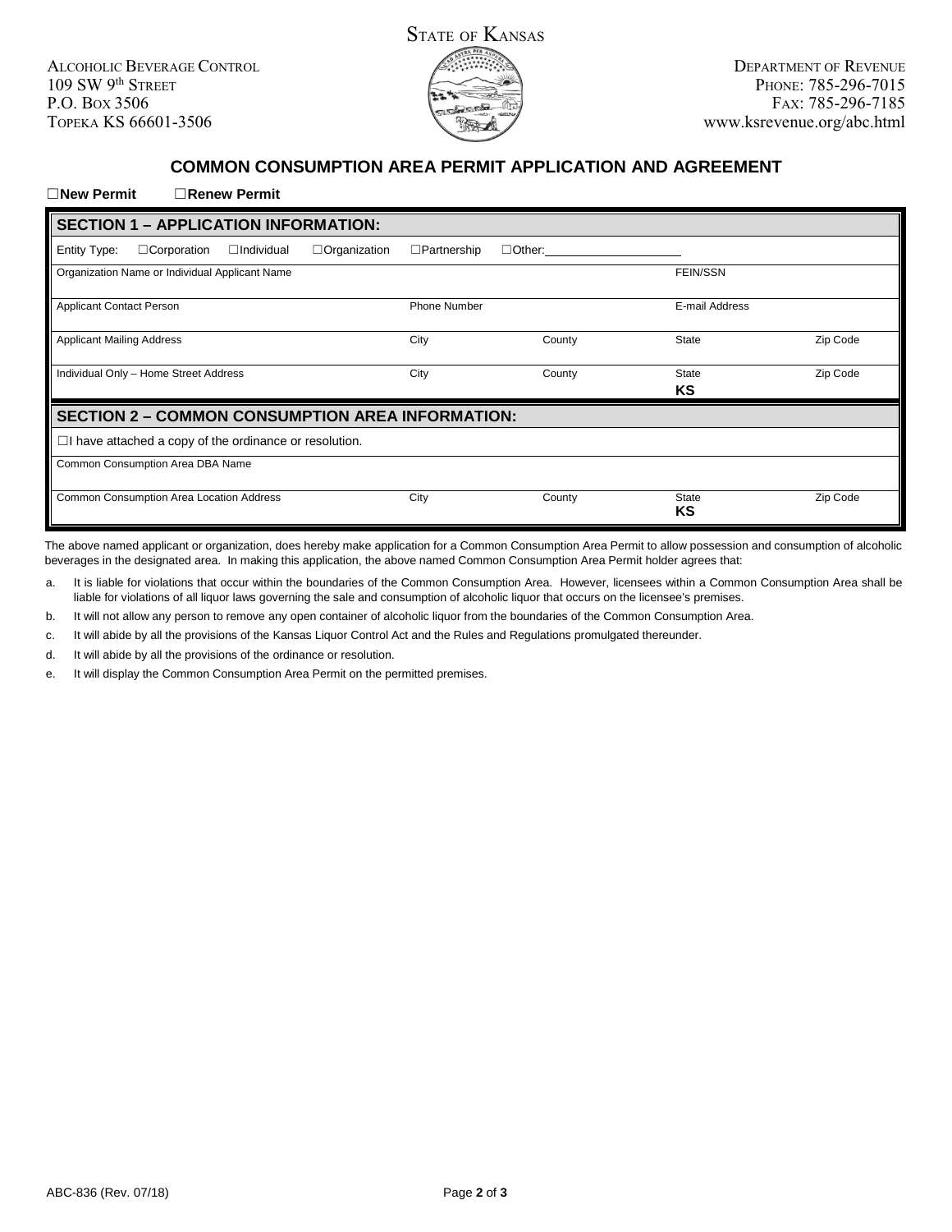STATE OF KANSAS

ALCOHOLIC BEVERAGE CONTROL
109 SW 9th STREET
P.O. BOX 3506
TOPEKA KS 66601-3506

DEPARTMENT OF REVENUE
PHONE: 785-296-7015
FAX: 785-296-7185
www.ksrevenue.org/abc.html

## COMMON CONSUMPTION AREA PERMIT APPLICATION AND AGREEMENT

☐**New Permit** ☐**Renew Permit**

### SECTION 1 – APPLICATION INFORMATION:

Entity Type: ☐Corporation ☐Individual ☐Organization ☐Partnership ☐Other: ____________________

| Organization Name or Individual Applicant Name | | | FEIN/SSN | |
|---|---|---|---|---|
| Applicant Contact Person | Phone Number | | E-mail Address | |
| Applicant Mailing Address | City | County | State | Zip Code |
| Individual Only – Home Street Address | City | County | State<br>**KS** | Zip Code |

### SECTION 2 – COMMON CONSUMPTION AREA INFORMATION:

☐I have attached a copy of the ordinance or resolution.

| Common Consumption Area DBA Name | | | | |
|---|---|---|---|---|
| Common Consumption Area Location Address | City | County | State<br>**KS** | Zip Code |

The above named applicant or organization, does hereby make application for a Common Consumption Area Permit to allow possession and consumption of alcoholic beverages in the designated area. In making this application, the above named Common Consumption Area Permit holder agrees that:

a. It is liable for violations that occur within the boundaries of the Common Consumption Area. However, licensees within a Common Consumption Area shall be liable for violations of all liquor laws governing the sale and consumption of alcoholic liquor that occurs on the licensee's premises.

b. It will not allow any person to remove any open container of alcoholic liquor from the boundaries of the Common Consumption Area.

c. It will abide by all the provisions of the Kansas Liquor Control Act and the Rules and Regulations promulgated thereunder.

d. It will abide by all the provisions of the ordinance or resolution.

e. It will display the Common Consumption Area Permit on the permitted premises.

ABC-836 (Rev. 07/18)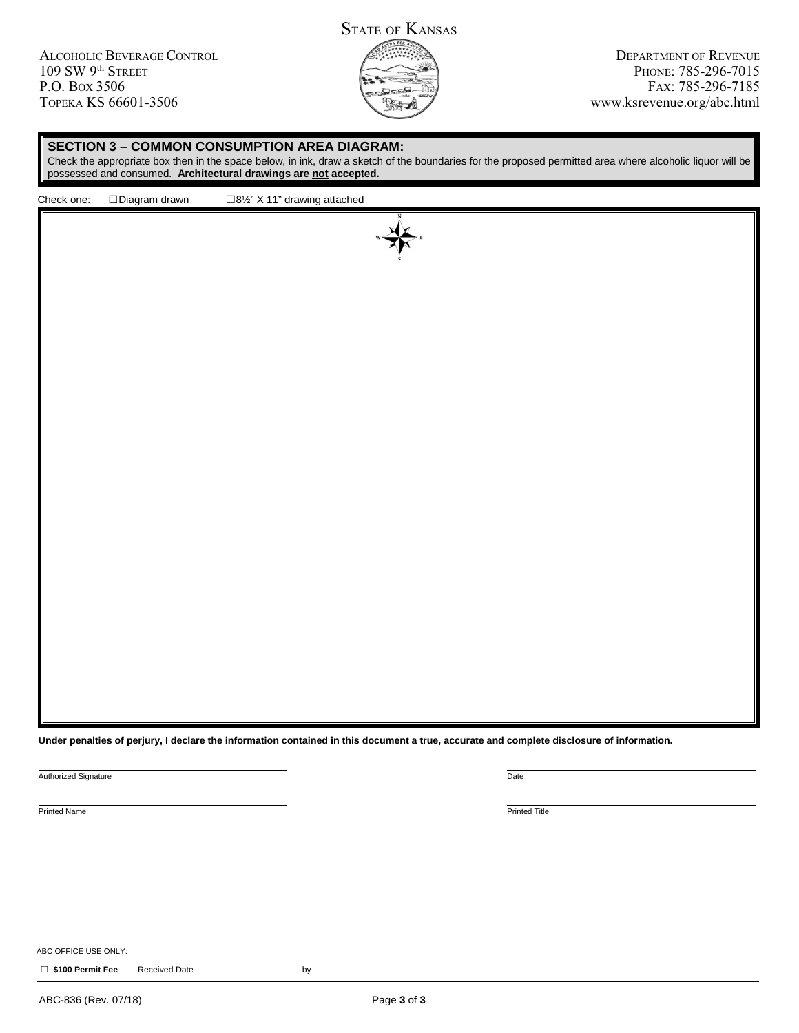State of Kansas

Alcoholic Beverage Control
109 SW 9th Street
P.O. Box 3506
Topeka KS 66601-3506

Department of Revenue
Phone: 785-296-7015
Fax: 785-296-7185
www.ksrevenue.org/abc.html

## SECTION 3 – COMMON CONSUMPTION AREA DIAGRAM:

Check the appropriate box then in the space below, in ink, draw a sketch of the boundaries for the proposed permitted area where alcoholic liquor will be possessed and consumed. **Architectural drawings are not accepted.**

Check one: ☐Diagram drawn ☐8½" X 11" drawing attached

N
W E
S

**Under penalties of perjury, I declare the information contained in this document a true, accurate and complete disclosure of information.**

Authorized Signature ____________________ Date ____________________

Printed Name ____________________ Printed Title ____________________

ABC OFFICE USE ONLY:

☐ **$100 Permit Fee** Received Date ____________________ by ____________________

ABC-836 (Rev. 07/18)